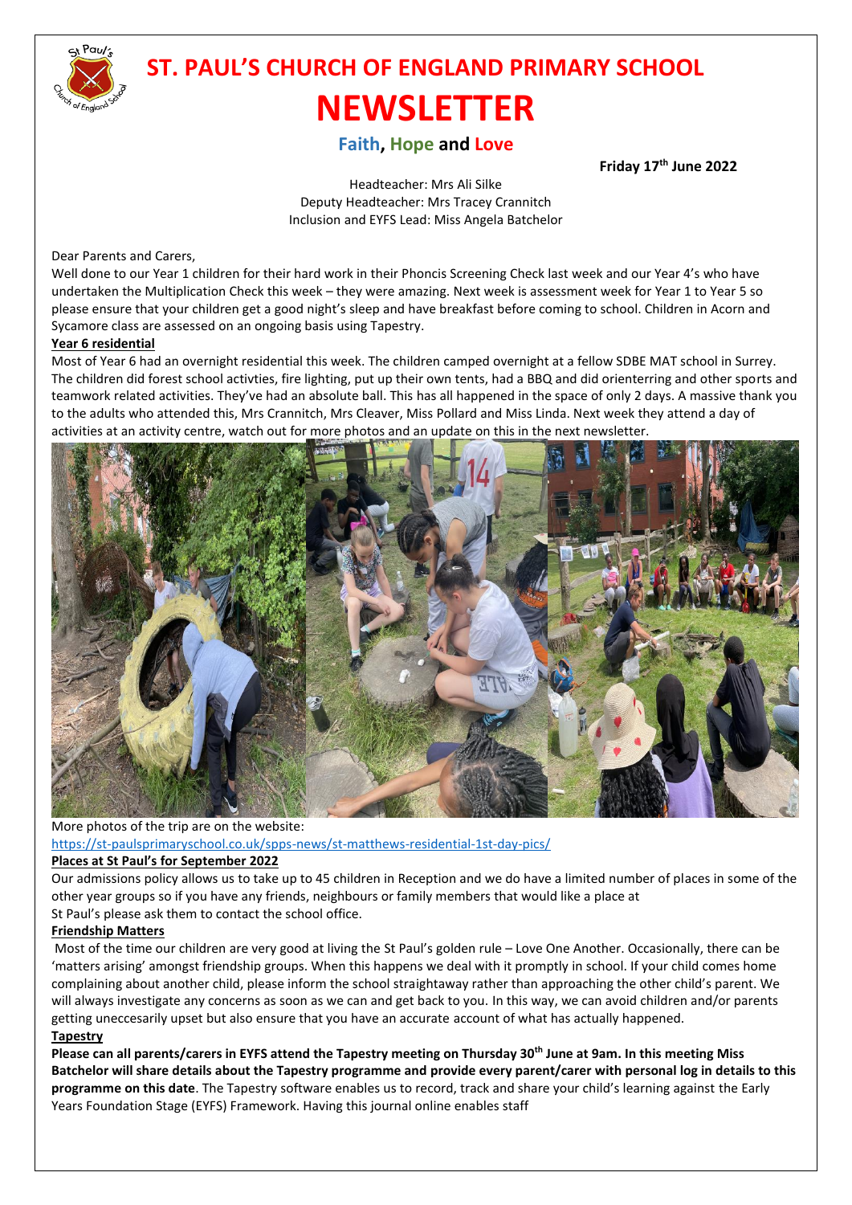# ST. PAUL'S CHURCH OF ENGLAND PRIMARY SCHOOL

# NEWSLETTER

## Faith, Hope and Love

**Friday 17th June 2022**

Headteacher: Mrs Ali Silke
Deputy Headteacher: Mrs Tracey Crannitch
Inclusion and EYFS Lead: Miss Angela Batchelor

Dear Parents and Carers,

Well done to our Year 1 children for their hard work in their Phoncis Screening Check last week and our Year 4's who have undertaken the Multiplication Check this week – they were amazing. Next week is assessment week for Year 1 to Year 5 so please ensure that your children get a good night's sleep and have breakfast before coming to school. Children in Acorn and Sycamore class are assessed on an ongoing basis using Tapestry.

**Year 6 residential**

Most of Year 6 had an overnight residential this week. The children camped overnight at a fellow SDBE MAT school in Surrey. The children did forest school activties, fire lighting, put up their own tents, had a BBQ and did orienterring and other sports and teamwork related activities. They've had an absolute ball. This has all happened in the space of only 2 days. A massive thank you to the adults who attended this, Mrs Crannitch, Mrs Cleaver, Miss Pollard and Miss Linda. Next week they attend a day of activities at an activity centre, watch out for more photos and an update on this in the next newsletter.

More photos of the trip are on the website:
https://st-paulsprimaryschool.co.uk/spps-news/st-matthews-residential-1st-day-pics/

**Places at St Paul's for September 2022**

Our admissions policy allows us to take up to 45 children in Reception and we do have a limited number of places in some of the other year groups so if you have any friends, neighbours or family members that would like a place at St Paul's please ask them to contact the school office.

**Friendship Matters**

Most of the time our children are very good at living the St Paul's golden rule – Love One Another. Occasionally, there can be 'matters arising' amongst friendship groups. When this happens we deal with it promptly in school. If your child comes home complaining about another child, please inform the school straightaway rather than approaching the other child's parent. We will always investigate any concerns as soon as we can and get back to you. In this way, we can avoid children and/or parents getting uneccesarily upset but also ensure that you have an accurate account of what has actually happened.

**Tapestry**

**Please can all parents/carers in EYFS attend the Tapestry meeting on Thursday 30th June at 9am. In this meeting Miss Batchelor will share details about the Tapestry programme and provide every parent/carer with personal log in details to this programme on this date**. The Tapestry software enables us to record, track and share your child's learning against the Early Years Foundation Stage (EYFS) Framework. Having this journal online enables staff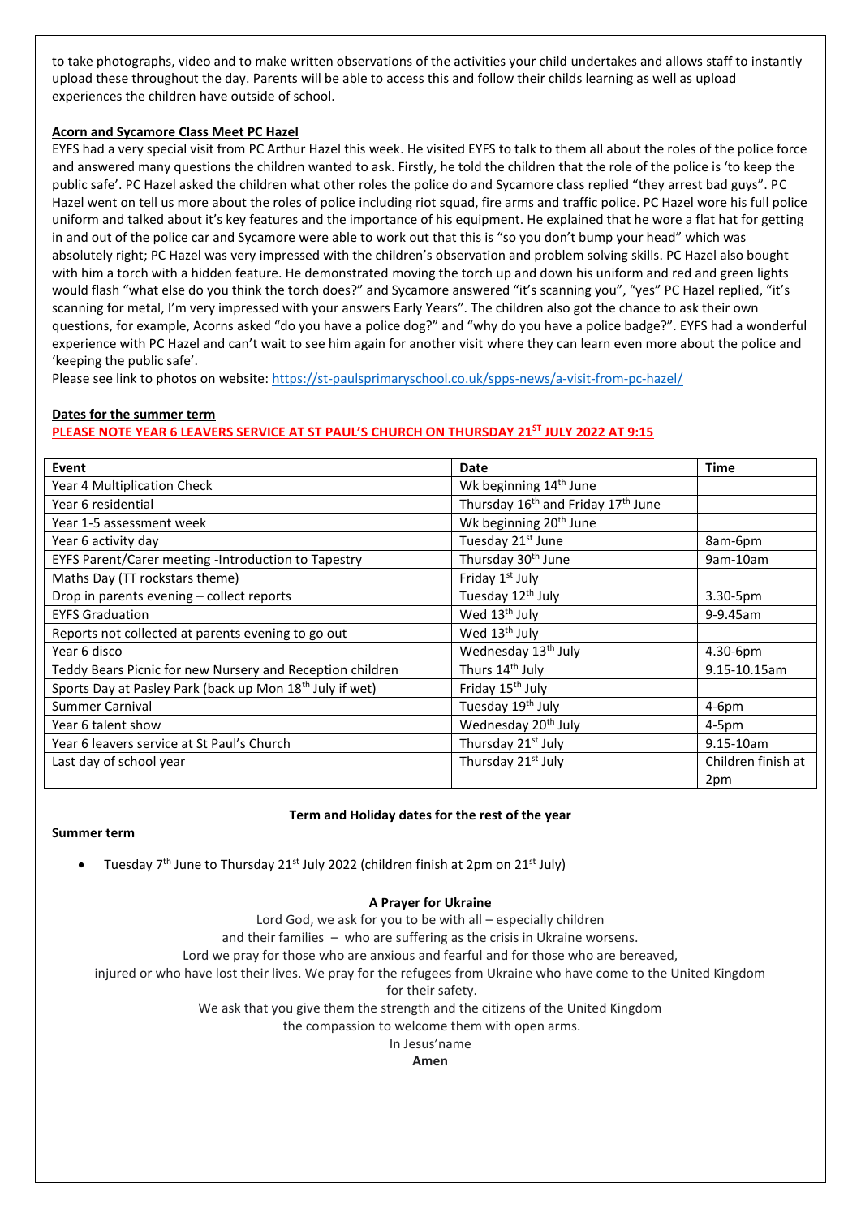to take photographs, video and to make written observations of the activities your child undertakes and allows staff to instantly upload these throughout the day. Parents will be able to access this and follow their childs learning as well as upload experiences the children have outside of school.

**Acorn and Sycamore Class Meet PC Hazel**

EYFS had a very special visit from PC Arthur Hazel this week. He visited EYFS to talk to them all about the roles of the police force and answered many questions the children wanted to ask. Firstly, he told the children that the role of the police is 'to keep the public safe'. PC Hazel asked the children what other roles the police do and Sycamore class replied "they arrest bad guys". PC Hazel went on tell us more about the roles of police including riot squad, fire arms and traffic police. PC Hazel wore his full police uniform and talked about it's key features and the importance of his equipment. He explained that he wore a flat hat for getting in and out of the police car and Sycamore were able to work out that this is "so you don't bump your head" which was absolutely right; PC Hazel was very impressed with the children's observation and problem solving skills. PC Hazel also bought with him a torch with a hidden feature. He demonstrated moving the torch up and down his uniform and red and green lights would flash "what else do you think the torch does?" and Sycamore answered "it's scanning you", "yes" PC Hazel replied, "it's scanning for metal, I'm very impressed with your answers Early Years". The children also got the chance to ask their own questions, for example, Acorns asked "do you have a police dog?" and "why do you have a police badge?". EYFS had a wonderful experience with PC Hazel and can't wait to see him again for another visit where they can learn even more about the police and 'keeping the public safe'.

Please see link to photos on website: https://st-paulsprimaryschool.co.uk/spps-news/a-visit-from-pc-hazel/

**Dates for the summer term**

**PLEASE NOTE YEAR 6 LEAVERS SERVICE AT ST PAUL'S CHURCH ON THURSDAY 21ST JULY 2022 AT 9:15**

| Event | Date | Time |
|---|---|---|
| Year 4 Multiplication Check | Wk beginning 14th June | |
| Year 6 residential | Thursday 16th and Friday 17th June | |
| Year 1-5 assessment week | Wk beginning 20th June | |
| Year 6 activity day | Tuesday 21st June | 8am-6pm |
| EYFS Parent/Carer meeting -Introduction to Tapestry | Thursday 30th June | 9am-10am |
| Maths Day (TT rockstars theme) | Friday 1st July | |
| Drop in parents evening – collect reports | Tuesday 12th July | 3.30-5pm |
| EYFS Graduation | Wed 13th July | 9-9.45am |
| Reports not collected at parents evening to go out | Wed 13th July | |
| Year 6 disco | Wednesday 13th July | 4.30-6pm |
| Teddy Bears Picnic for new Nursery and Reception children | Thurs 14th July | 9.15-10.15am |
| Sports Day at Pasley Park (back up Mon 18th July if wet) | Friday 15th July | |
| Summer Carnival | Tuesday 19th July | 4-6pm |
| Year 6 talent show | Wednesday 20th July | 4-5pm |
| Year 6 leavers service at St Paul's Church | Thursday 21st July | 9.15-10am |
| Last day of school year | Thursday 21st July | Children finish at 2pm |

**Term and Holiday dates for the rest of the year**

**Summer term**

- Tuesday 7th June to Thursday 21st July 2022 (children finish at 2pm on 21st July)

**A Prayer for Ukraine**

Lord God, we ask for you to be with all – especially children
and their families – who are suffering as the crisis in Ukraine worsens.
Lord we pray for those who are anxious and fearful and for those who are bereaved,
injured or who have lost their lives. We pray for the refugees from Ukraine who have come to the United Kingdom for their safety.
We ask that you give them the strength and the citizens of the United Kingdom
the compassion to welcome them with open arms.
In Jesus'name
**Amen**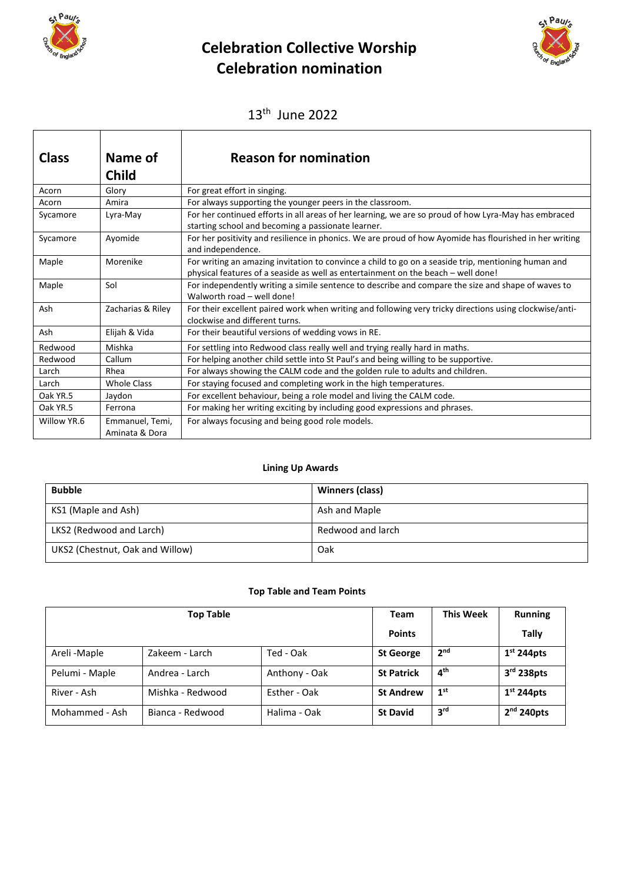# Celebration Collective Worship
## Celebration nomination

13th June 2022

| Class | Name of Child | Reason for nomination |
|---|---|---|
| Acorn | Glory | For great effort in singing. |
| Acorn | Amira | For always supporting the younger peers in the classroom. |
| Sycamore | Lyra-May | For her continued efforts in all areas of her learning, we are so proud of how Lyra-May has embraced starting school and becoming a passionate learner. |
| Sycamore | Ayomide | For her positivity and resilience in phonics. We are proud of how Ayomide has flourished in her writing and independence. |
| Maple | Morenike | For writing an amazing invitation to convince a child to go on a seaside trip, mentioning human and physical features of a seaside as well as entertainment on the beach – well done! |
| Maple | Sol | For independently writing a simile sentence to describe and compare the size and shape of waves to Walworth road – well done! |
| Ash | Zacharias & Riley | For their excellent paired work when writing and following very tricky directions using clockwise/anti-clockwise and different turns. |
| Ash | Elijah & Vida | For their beautiful versions of wedding vows in RE. |
| Redwood | Mishka | For settling into Redwood class really well and trying really hard in maths. |
| Redwood | Callum | For helping another child settle into St Paul's and being willing to be supportive. |
| Larch | Rhea | For always showing the CALM code and the golden rule to adults and children. |
| Larch | Whole Class | For staying focused and completing work in the high temperatures. |
| Oak YR.5 | Jaydon | For excellent behaviour, being a role model and living the CALM code. |
| Oak YR.5 | Ferrona | For making her writing exciting by including good expressions and phrases. |
| Willow YR.6 | Emmanuel, Temi, Aminata & Dora | For always focusing and being good role models. |

**Lining Up Awards**

| Bubble | Winners (class) |
|---|---|
| KS1 (Maple and Ash) | Ash and Maple |
| LKS2 (Redwood and Larch) | Redwood and larch |
| UKS2 (Chestnut, Oak and Willow) | Oak |

**Top Table and Team Points**

| Top Table | | | Team Points | This Week | Running Tally |
|---|---|---|---|---|---|
| Areli -Maple | Zakeem - Larch | Ted - Oak | **St George** | **2nd** | **1st 244pts** |
| Pelumi - Maple | Andrea - Larch | Anthony - Oak | **St Patrick** | **4th** | **3rd 238pts** |
| River - Ash | Mishka - Redwood | Esther - Oak | **St Andrew** | **1st** | **1st 244pts** |
| Mohammed - Ash | Bianca - Redwood | Halima - Oak | **St David** | **3rd** | **2nd 240pts** |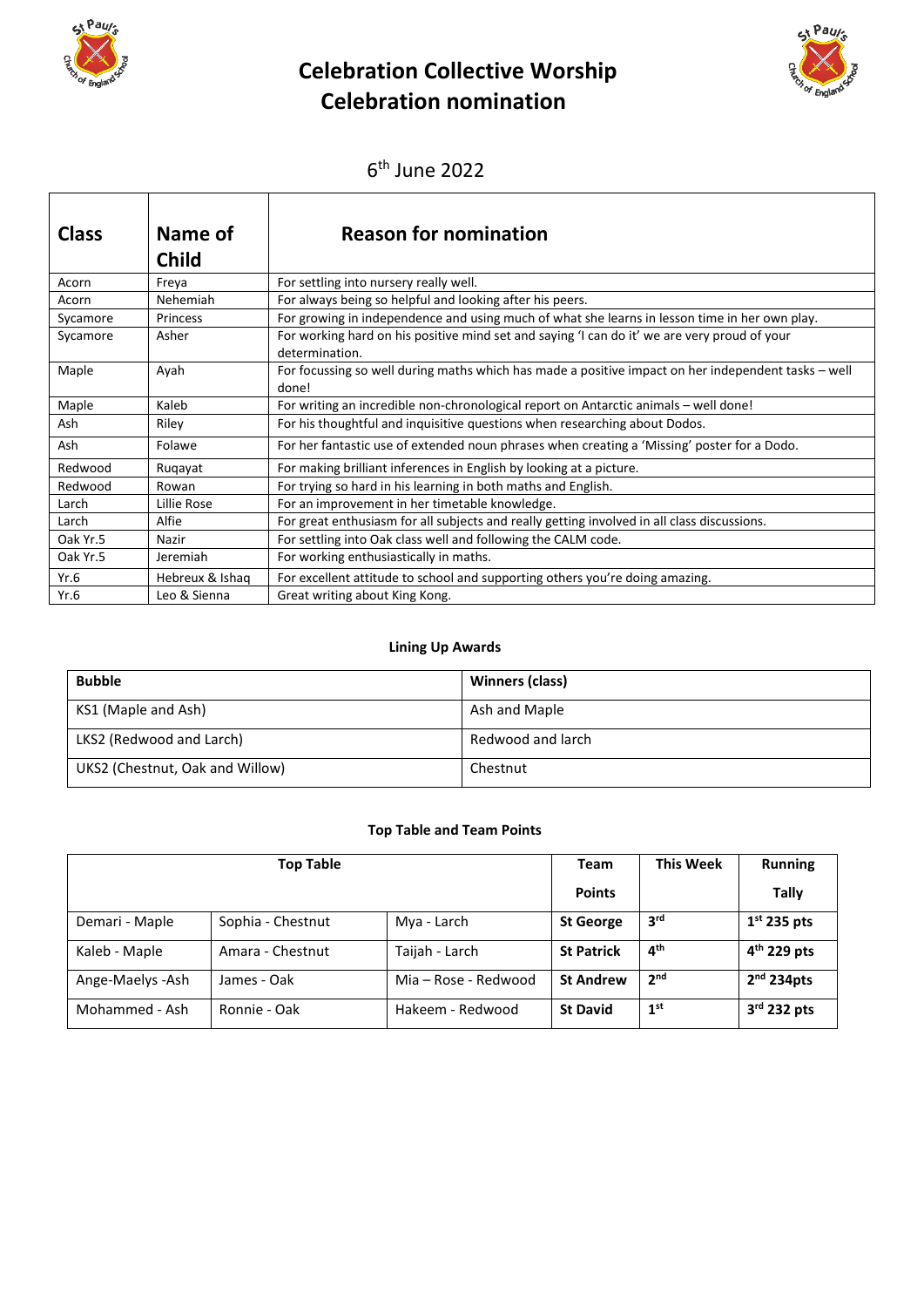# Celebration Collective Worship
# Celebration nomination

6th June 2022

| Class | Name of Child | Reason for nomination |
|---|---|---|
| Acorn | Freya | For settling into nursery really well. |
| Acorn | Nehemiah | For always being so helpful and looking after his peers. |
| Sycamore | Princess | For growing in independence and using much of what she learns in lesson time in her own play. |
| Sycamore | Asher | For working hard on his positive mind set and saying 'I can do it' we are very proud of your determination. |
| Maple | Ayah | For focussing so well during maths which has made a positive impact on her independent tasks – well done! |
| Maple | Kaleb | For writing an incredible non-chronological report on Antarctic animals – well done! |
| Ash | Riley | For his thoughtful and inquisitive questions when researching about Dodos. |
| Ash | Folawe | For her fantastic use of extended noun phrases when creating a 'Missing' poster for a Dodo. |
| Redwood | Ruqayat | For making brilliant inferences in English by looking at a picture. |
| Redwood | Rowan | For trying so hard in his learning in both maths and English. |
| Larch | Lillie Rose | For an improvement in her timetable knowledge. |
| Larch | Alfie | For great enthusiasm for all subjects and really getting involved in all class discussions. |
| Oak Yr.5 | Nazir | For settling into Oak class well and following the CALM code. |
| Oak Yr.5 | Jeremiah | For working enthusiastically in maths. |
| Yr.6 | Hebreux & Ishaq | For excellent attitude to school and supporting others you're doing amazing. |
| Yr.6 | Leo & Sienna | Great writing about King Kong. |

**Lining Up Awards**

| Bubble | Winners (class) |
|---|---|
| KS1 (Maple and Ash) | Ash and Maple |
| LKS2 (Redwood and Larch) | Redwood and larch |
| UKS2 (Chestnut, Oak and Willow) | Chestnut |

**Top Table and Team Points**

| Top Table | | | Team Points | This Week | Running Tally |
|---|---|---|---|---|---|
| Demari - Maple | Sophia - Chestnut | Mya - Larch | **St George** | **3rd** | **1st 235 pts** |
| Kaleb - Maple | Amara - Chestnut | Taijah - Larch | **St Patrick** | **4th** | **4th 229 pts** |
| Ange-Maelys -Ash | James - Oak | Mia – Rose - Redwood | **St Andrew** | **2nd** | **2nd 234pts** |
| Mohammed - Ash | Ronnie - Oak | Hakeem - Redwood | **St David** | **1st** | **3rd 232 pts** |